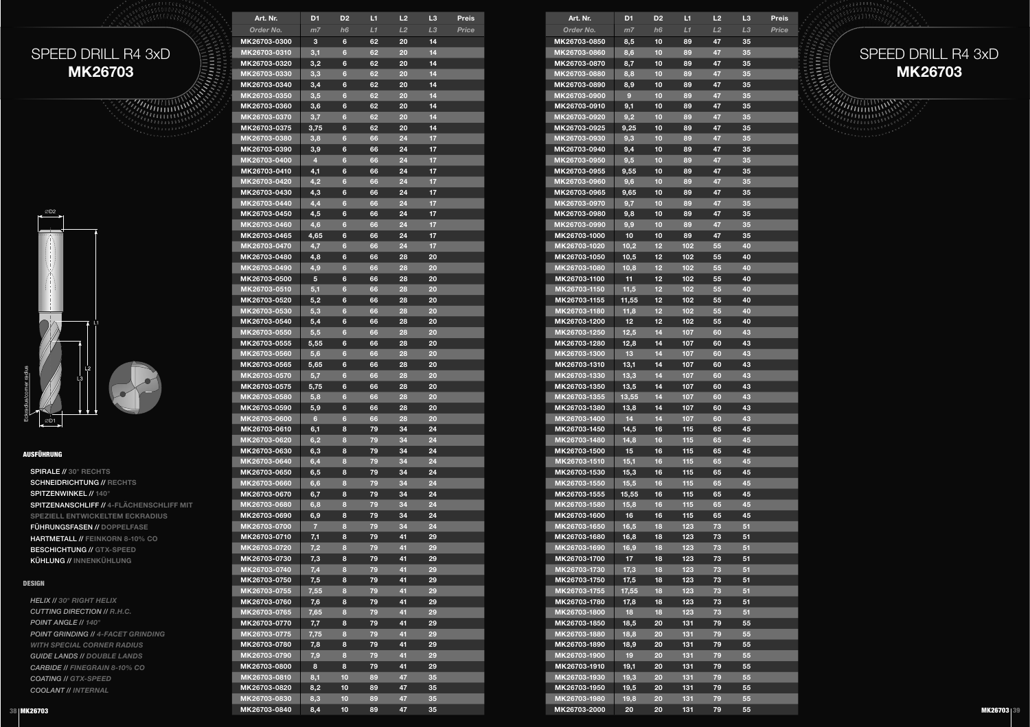# SPEED DRILL R4 3xD
## MK26703

**AUSFÜHRUNG**

- SPIRALE // 30° RECHTS
- SCHNEIDRICHTUNG // RECHTS
- SPITZENWINKEL // 140°
- SPITZENANSCHLIFF // 4-FLÄCHENSCHLIFF MIT SPEZIELL ENTWICKELTEM ECKRADIUS
- FÜHRUNGSFASEN // DOPPELFASE
- HARTMETALL // FEINKORN 8-10% CO
- BESCHICHTUNG // GTX-SPEED
- KÜHLUNG // INNENKÜHLUNG

**DESIGN**

- *HELIX // 30° RIGHT HELIX*
- *CUTTING DIRECTION // R.H.C.*
- *POINT ANGLE // 140°*
- *POINT GRINDING // 4-FACET GRINDING WITH SPECIAL CORNER RADIUS*
- *GUIDE LANDS // DOUBLE LANDS*
- *CARBIDE // FINEGRAIN 8-10% CO*
- *COATING // GTX-SPEED*
- *COOLANT // INTERNAL*

| Art. Nr. | D1 | D2 | L1 | L2 | L3 | Preis |
|---|---|---|---|---|---|---|
| *Order No.* | *m7* | *h6* | *L1* | *L2* | *L3* | *Price* |
| MK26703-0300 | 3 | 6 | 62 | 20 | 14 | |
| MK26703-0310 | 3,1 | 6 | 62 | 20 | 14 | |
| MK26703-0320 | 3,2 | 6 | 62 | 20 | 14 | |
| MK26703-0330 | 3,3 | 6 | 62 | 20 | 14 | |
| MK26703-0340 | 3,4 | 6 | 62 | 20 | 14 | |
| MK26703-0350 | 3,5 | 6 | 62 | 20 | 14 | |
| MK26703-0360 | 3,6 | 6 | 62 | 20 | 14 | |
| MK26703-0370 | 3,7 | 6 | 62 | 20 | 14 | |
| MK26703-0375 | 3,75 | 6 | 62 | 20 | 14 | |
| MK26703-0380 | 3,8 | 6 | 66 | 24 | 17 | |
| MK26703-0390 | 3,9 | 6 | 66 | 24 | 17 | |
| MK26703-0400 | 4 | 6 | 66 | 24 | 17 | |
| MK26703-0410 | 4,1 | 6 | 66 | 24 | 17 | |
| MK26703-0420 | 4,2 | 6 | 66 | 24 | 17 | |
| MK26703-0430 | 4,3 | 6 | 66 | 24 | 17 | |
| MK26703-0440 | 4,4 | 6 | 66 | 24 | 17 | |
| MK26703-0450 | 4,5 | 6 | 66 | 24 | 17 | |
| MK26703-0460 | 4,6 | 6 | 66 | 24 | 17 | |
| MK26703-0465 | 4,65 | 6 | 66 | 24 | 17 | |
| MK26703-0470 | 4,7 | 6 | 66 | 24 | 17 | |
| MK26703-0480 | 4,8 | 6 | 66 | 28 | 20 | |
| MK26703-0490 | 4,9 | 6 | 66 | 28 | 20 | |
| MK26703-0500 | 5 | 6 | 66 | 28 | 20 | |
| MK26703-0510 | 5,1 | 6 | 66 | 28 | 20 | |
| MK26703-0520 | 5,2 | 6 | 66 | 28 | 20 | |
| MK26703-0530 | 5,3 | 6 | 66 | 28 | 20 | |
| MK26703-0540 | 5,4 | 6 | 66 | 28 | 20 | |
| MK26703-0550 | 5,5 | 6 | 66 | 28 | 20 | |
| MK26703-0555 | 5,55 | 6 | 66 | 28 | 20 | |
| MK26703-0560 | 5,6 | 6 | 66 | 28 | 20 | |
| MK26703-0565 | 5,65 | 6 | 66 | 28 | 20 | |
| MK26703-0570 | 5,7 | 6 | 66 | 28 | 20 | |
| MK26703-0575 | 5,75 | 6 | 66 | 28 | 20 | |
| MK26703-0580 | 5,8 | 6 | 66 | 28 | 20 | |
| MK26703-0590 | 5,9 | 6 | 66 | 28 | 20 | |
| MK26703-0600 | 6 | 6 | 66 | 28 | 20 | |
| MK26703-0610 | 6,1 | 8 | 79 | 34 | 24 | |
| MK26703-0620 | 6,2 | 8 | 79 | 34 | 24 | |
| MK26703-0630 | 6,3 | 8 | 79 | 34 | 24 | |
| MK26703-0640 | 6,4 | 8 | 79 | 34 | 24 | |
| MK26703-0650 | 6,5 | 8 | 79 | 34 | 24 | |
| MK26703-0660 | 6,6 | 8 | 79 | 34 | 24 | |
| MK26703-0670 | 6,7 | 8 | 79 | 34 | 24 | |
| MK26703-0680 | 6,8 | 8 | 79 | 34 | 24 | |
| MK26703-0690 | 6,9 | 8 | 79 | 34 | 24 | |
| MK26703-0700 | 7 | 8 | 79 | 34 | 24 | |
| MK26703-0710 | 7,1 | 8 | 79 | 41 | 29 | |
| MK26703-0720 | 7,2 | 8 | 79 | 41 | 29 | |
| MK26703-0730 | 7,3 | 8 | 79 | 41 | 29 | |
| MK26703-0740 | 7,4 | 8 | 79 | 41 | 29 | |
| MK26703-0750 | 7,5 | 8 | 79 | 41 | 29 | |
| MK26703-0755 | 7,55 | 8 | 79 | 41 | 29 | |
| MK26703-0760 | 7,6 | 8 | 79 | 41 | 29 | |
| MK26703-0765 | 7,65 | 8 | 79 | 41 | 29 | |
| MK26703-0770 | 7,7 | 8 | 79 | 41 | 29 | |
| MK26703-0775 | 7,75 | 8 | 79 | 41 | 29 | |
| MK26703-0780 | 7,8 | 8 | 79 | 41 | 29 | |
| MK26703-0790 | 7,9 | 8 | 79 | 41 | 29 | |
| MK26703-0800 | 8 | 8 | 79 | 41 | 29 | |
| MK26703-0810 | 8,1 | 10 | 89 | 47 | 35 | |
| MK26703-0820 | 8,2 | 10 | 89 | 47 | 35 | |
| MK26703-0830 | 8,3 | 10 | 89 | 47 | 35 | |
| MK26703-0840 | 8,4 | 10 | 89 | 47 | 35 | |
| MK26703-0850 | 8,5 | 10 | 89 | 47 | 35 | |
| MK26703-0860 | 8,6 | 10 | 89 | 47 | 35 | |
| MK26703-0870 | 8,7 | 10 | 89 | 47 | 35 | |
| MK26703-0880 | 8,8 | 10 | 89 | 47 | 35 | |
| MK26703-0890 | 8,9 | 10 | 89 | 47 | 35 | |
| MK26703-0900 | 9 | 10 | 89 | 47 | 35 | |
| MK26703-0910 | 9,1 | 10 | 89 | 47 | 35 | |
| MK26703-0920 | 9,2 | 10 | 89 | 47 | 35 | |
| MK26703-0925 | 9,25 | 10 | 89 | 47 | 35 | |
| MK26703-0930 | 9,3 | 10 | 89 | 47 | 35 | |
| MK26703-0940 | 9,4 | 10 | 89 | 47 | 35 | |
| MK26703-0950 | 9,5 | 10 | 89 | 47 | 35 | |
| MK26703-0955 | 9,55 | 10 | 89 | 47 | 35 | |
| MK26703-0960 | 9,6 | 10 | 89 | 47 | 35 | |
| MK26703-0965 | 9,65 | 10 | 89 | 47 | 35 | |
| MK26703-0970 | 9,7 | 10 | 89 | 47 | 35 | |
| MK26703-0980 | 9,8 | 10 | 89 | 47 | 35 | |
| MK26703-0990 | 9,9 | 10 | 89 | 47 | 35 | |
| MK26703-1000 | 10 | 10 | 89 | 47 | 35 | |
| MK26703-1020 | 10,2 | 12 | 102 | 55 | 40 | |
| MK26703-1050 | 10,5 | 12 | 102 | 55 | 40 | |
| MK26703-1080 | 10,8 | 12 | 102 | 55 | 40 | |
| MK26703-1100 | 11 | 12 | 102 | 55 | 40 | |
| MK26703-1150 | 11,5 | 12 | 102 | 55 | 40 | |
| MK26703-1155 | 11,55 | 12 | 102 | 55 | 40 | |
| MK26703-1180 | 11,8 | 12 | 102 | 55 | 40 | |
| MK26703-1200 | 12 | 12 | 102 | 55 | 40 | |
| MK26703-1250 | 12,5 | 14 | 107 | 60 | 43 | |
| MK26703-1280 | 12,8 | 14 | 107 | 60 | 43 | |
| MK26703-1300 | 13 | 14 | 107 | 60 | 43 | |
| MK26703-1310 | 13,1 | 14 | 107 | 60 | 43 | |
| MK26703-1330 | 13,3 | 14 | 107 | 60 | 43 | |
| MK26703-1350 | 13,5 | 14 | 107 | 60 | 43 | |
| MK26703-1355 | 13,55 | 14 | 107 | 60 | 43 | |
| MK26703-1380 | 13,8 | 14 | 107 | 60 | 43 | |
| MK26703-1400 | 14 | 14 | 107 | 60 | 43 | |
| MK26703-1450 | 14,5 | 16 | 115 | 65 | 45 | |
| MK26703-1480 | 14,8 | 16 | 115 | 65 | 45 | |
| MK26703-1500 | 15 | 16 | 115 | 65 | 45 | |
| MK26703-1510 | 15,1 | 16 | 115 | 65 | 45 | |
| MK26703-1530 | 15,3 | 16 | 115 | 65 | 45 | |
| MK26703-1550 | 15,5 | 16 | 115 | 65 | 45 | |
| MK26703-1555 | 15,55 | 16 | 115 | 65 | 45 | |
| MK26703-1580 | 15,8 | 16 | 115 | 65 | 45 | |
| MK26703-1600 | 16 | 16 | 115 | 65 | 45 | |
| MK26703-1650 | 16,5 | 18 | 123 | 73 | 51 | |
| MK26703-1680 | 16,8 | 18 | 123 | 73 | 51 | |
| MK26703-1690 | 16,9 | 18 | 123 | 73 | 51 | |
| MK26703-1700 | 17 | 18 | 123 | 73 | 51 | |
| MK26703-1730 | 17,3 | 18 | 123 | 73 | 51 | |
| MK26703-1750 | 17,5 | 18 | 123 | 73 | 51 | |
| MK26703-1755 | 17,55 | 18 | 123 | 73 | 51 | |
| MK26703-1780 | 17,8 | 18 | 123 | 73 | 51 | |
| MK26703-1800 | 18 | 18 | 123 | 73 | 51 | |
| MK26703-1850 | 18,5 | 20 | 131 | 79 | 55 | |
| MK26703-1880 | 18,8 | 20 | 131 | 79 | 55 | |
| MK26703-1890 | 18,9 | 20 | 131 | 79 | 55 | |
| MK26703-1900 | 19 | 20 | 131 | 79 | 55 | |
| MK26703-1910 | 19,1 | 20 | 131 | 79 | 55 | |
| MK26703-1930 | 19,3 | 20 | 131 | 79 | 55 | |
| MK26703-1950 | 19,5 | 20 | 131 | 79 | 55 | |
| MK26703-1980 | 19,8 | 20 | 131 | 79 | 55 | |
| MK26703-2000 | 20 | 20 | 131 | 79 | 55 | |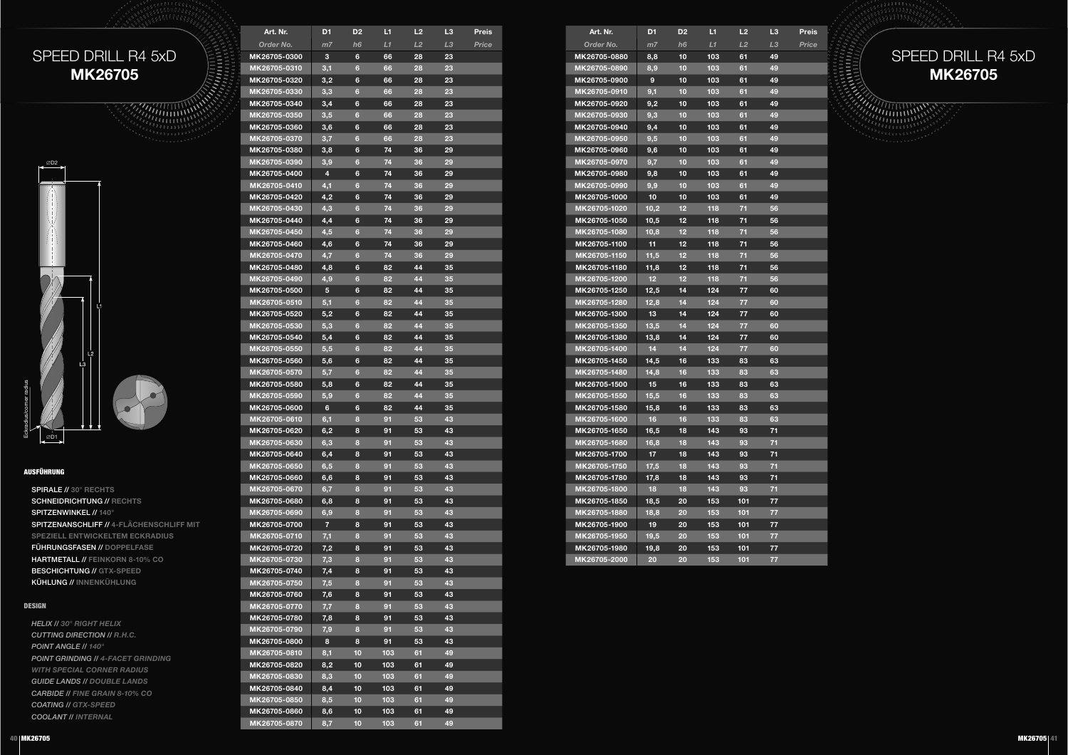# SPEED DRILL R4 5xD
## MK26705

ØD2

L1

L2

L3

Eckradius/corner radius

ØD1

**AUSFÜHRUNG**

- SPIRALE // 30° RECHTS
- SCHNEIDRICHTUNG // RECHTS
- SPITZENWINKEL // 140°
- SPITZENANSCHLIFF // 4-FLÄCHENSCHLIFF MIT SPEZIELL ENTWICKELTEM ECKRADIUS
- FÜHRUNGSFASEN // DOPPELFASE
- HARTMETALL // FEINKORN 8-10% CO
- BESCHICHTUNG // GTX-SPEED
- KÜHLUNG // INNENKÜHLUNG

**DESIGN**

- *HELIX // 30° RIGHT HELIX*
- *CUTTING DIRECTION // R.H.C.*
- *POINT ANGLE // 140°*
- *POINT GRINDING // 4-FACET GRINDING WITH SPECIAL CORNER RADIUS*
- *GUIDE LANDS // DOUBLE LANDS*
- *CARBIDE // FINE GRAIN 8-10% CO*
- *COATING // GTX-SPEED*
- *COOLANT // INTERNAL*

| Art. Nr. | D1 | D2 | L1 | L2 | L3 | Preis |
|---|---|---|---|---|---|---|
| *Order No.* | *m7* | *h6* | *L1* | *L2* | *L3* | *Price* |
| MK26705-0300 | 3 | 6 | 66 | 28 | 23 | |
| MK26705-0310 | 3,1 | 6 | 66 | 28 | 23 | |
| MK26705-0320 | 3,2 | 6 | 66 | 28 | 23 | |
| MK26705-0330 | 3,3 | 6 | 66 | 28 | 23 | |
| MK26705-0340 | 3,4 | 6 | 66 | 28 | 23 | |
| MK26705-0350 | 3,5 | 6 | 66 | 28 | 23 | |
| MK26705-0360 | 3,6 | 6 | 66 | 28 | 23 | |
| MK26705-0370 | 3,7 | 6 | 66 | 28 | 23 | |
| MK26705-0380 | 3,8 | 6 | 74 | 36 | 29 | |
| MK26705-0390 | 3,9 | 6 | 74 | 36 | 29 | |
| MK26705-0400 | 4 | 6 | 74 | 36 | 29 | |
| MK26705-0410 | 4,1 | 6 | 74 | 36 | 29 | |
| MK26705-0420 | 4,2 | 6 | 74 | 36 | 29 | |
| MK26705-0430 | 4,3 | 6 | 74 | 36 | 29 | |
| MK26705-0440 | 4,4 | 6 | 74 | 36 | 29 | |
| MK26705-0450 | 4,5 | 6 | 74 | 36 | 29 | |
| MK26705-0460 | 4,6 | 6 | 74 | 36 | 29 | |
| MK26705-0470 | 4,7 | 6 | 74 | 36 | 29 | |
| MK26705-0480 | 4,8 | 6 | 82 | 44 | 35 | |
| MK26705-0490 | 4,9 | 6 | 82 | 44 | 35 | |
| MK26705-0500 | 5 | 6 | 82 | 44 | 35 | |
| MK26705-0510 | 5,1 | 6 | 82 | 44 | 35 | |
| MK26705-0520 | 5,2 | 6 | 82 | 44 | 35 | |
| MK26705-0530 | 5,3 | 6 | 82 | 44 | 35 | |
| MK26705-0540 | 5,4 | 6 | 82 | 44 | 35 | |
| MK26705-0550 | 5,5 | 6 | 82 | 44 | 35 | |
| MK26705-0560 | 5,6 | 6 | 82 | 44 | 35 | |
| MK26705-0570 | 5,7 | 6 | 82 | 44 | 35 | |
| MK26705-0580 | 5,8 | 6 | 82 | 44 | 35 | |
| MK26705-0590 | 5,9 | 6 | 82 | 44 | 35 | |
| MK26705-0600 | 6 | 6 | 82 | 44 | 35 | |
| MK26705-0610 | 6,1 | 8 | 91 | 53 | 43 | |
| MK26705-0620 | 6,2 | 8 | 91 | 53 | 43 | |
| MK26705-0630 | 6,3 | 8 | 91 | 53 | 43 | |
| MK26705-0640 | 6,4 | 8 | 91 | 53 | 43 | |
| MK26705-0650 | 6,5 | 8 | 91 | 53 | 43 | |
| MK26705-0660 | 6,6 | 8 | 91 | 53 | 43 | |
| MK26705-0670 | 6,7 | 8 | 91 | 53 | 43 | |
| MK26705-0680 | 6,8 | 8 | 91 | 53 | 43 | |
| MK26705-0690 | 6,9 | 8 | 91 | 53 | 43 | |
| MK26705-0700 | 7 | 8 | 91 | 53 | 43 | |
| MK26705-0710 | 7,1 | 8 | 91 | 53 | 43 | |
| MK26705-0720 | 7,2 | 8 | 91 | 53 | 43 | |
| MK26705-0730 | 7,3 | 8 | 91 | 53 | 43 | |
| MK26705-0740 | 7,4 | 8 | 91 | 53 | 43 | |
| MK26705-0750 | 7,5 | 8 | 91 | 53 | 43 | |
| MK26705-0760 | 7,6 | 8 | 91 | 53 | 43 | |
| MK26705-0770 | 7,7 | 8 | 91 | 53 | 43 | |
| MK26705-0780 | 7,8 | 8 | 91 | 53 | 43 | |
| MK26705-0790 | 7,9 | 8 | 91 | 53 | 43 | |
| MK26705-0800 | 8 | 8 | 91 | 53 | 43 | |
| MK26705-0810 | 8,1 | 10 | 103 | 61 | 49 | |
| MK26705-0820 | 8,2 | 10 | 103 | 61 | 49 | |
| MK26705-0830 | 8,3 | 10 | 103 | 61 | 49 | |
| MK26705-0840 | 8,4 | 10 | 103 | 61 | 49 | |
| MK26705-0850 | 8,5 | 10 | 103 | 61 | 49 | |
| MK26705-0860 | 8,6 | 10 | 103 | 61 | 49 | |
| MK26705-0870 | 8,7 | 10 | 103 | 61 | 49 | |
| MK26705-0880 | 8,8 | 10 | 103 | 61 | 49 | |
| MK26705-0890 | 8,9 | 10 | 103 | 61 | 49 | |
| MK26705-0900 | 9 | 10 | 103 | 61 | 49 | |
| MK26705-0910 | 9,1 | 10 | 103 | 61 | 49 | |
| MK26705-0920 | 9,2 | 10 | 103 | 61 | 49 | |
| MK26705-0930 | 9,3 | 10 | 103 | 61 | 49 | |
| MK26705-0940 | 9,4 | 10 | 103 | 61 | 49 | |
| MK26705-0950 | 9,5 | 10 | 103 | 61 | 49 | |
| MK26705-0960 | 9,6 | 10 | 103 | 61 | 49 | |
| MK26705-0970 | 9,7 | 10 | 103 | 61 | 49 | |
| MK26705-0980 | 9,8 | 10 | 103 | 61 | 49 | |
| MK26705-0990 | 9,9 | 10 | 103 | 61 | 49 | |
| MK26705-1000 | 10 | 10 | 103 | 61 | 49 | |
| MK26705-1020 | 10,2 | 12 | 118 | 71 | 56 | |
| MK26705-1050 | 10,5 | 12 | 118 | 71 | 56 | |
| MK26705-1080 | 10,8 | 12 | 118 | 71 | 56 | |
| MK26705-1100 | 11 | 12 | 118 | 71 | 56 | |
| MK26705-1150 | 11,5 | 12 | 118 | 71 | 56 | |
| MK26705-1180 | 11,8 | 12 | 118 | 71 | 56 | |
| MK26705-1200 | 12 | 12 | 118 | 71 | 56 | |
| MK26705-1250 | 12,5 | 14 | 124 | 77 | 60 | |
| MK26705-1280 | 12,8 | 14 | 124 | 77 | 60 | |
| MK26705-1300 | 13 | 14 | 124 | 77 | 60 | |
| MK26705-1350 | 13,5 | 14 | 124 | 77 | 60 | |
| MK26705-1380 | 13,8 | 14 | 124 | 77 | 60 | |
| MK26705-1400 | 14 | 14 | 124 | 77 | 60 | |
| MK26705-1450 | 14,5 | 16 | 133 | 83 | 63 | |
| MK26705-1480 | 14,8 | 16 | 133 | 83 | 63 | |
| MK26705-1500 | 15 | 16 | 133 | 83 | 63 | |
| MK26705-1550 | 15,5 | 16 | 133 | 83 | 63 | |
| MK26705-1580 | 15,8 | 16 | 133 | 83 | 63 | |
| MK26705-1600 | 16 | 16 | 133 | 83 | 63 | |
| MK26705-1650 | 16,5 | 18 | 143 | 93 | 71 | |
| MK26705-1680 | 16,8 | 18 | 143 | 93 | 71 | |
| MK26705-1700 | 17 | 18 | 143 | 93 | 71 | |
| MK26705-1750 | 17,5 | 18 | 143 | 93 | 71 | |
| MK26705-1780 | 17,8 | 18 | 143 | 93 | 71 | |
| MK26705-1800 | 18 | 18 | 143 | 93 | 71 | |
| MK26705-1850 | 18,5 | 20 | 153 | 101 | 77 | |
| MK26705-1880 | 18,8 | 20 | 153 | 101 | 77 | |
| MK26705-1900 | 19 | 20 | 153 | 101 | 77 | |
| MK26705-1950 | 19,5 | 20 | 153 | 101 | 77 | |
| MK26705-1980 | 19,8 | 20 | 153 | 101 | 77 | |
| MK26705-2000 | 20 | 20 | 153 | 101 | 77 | |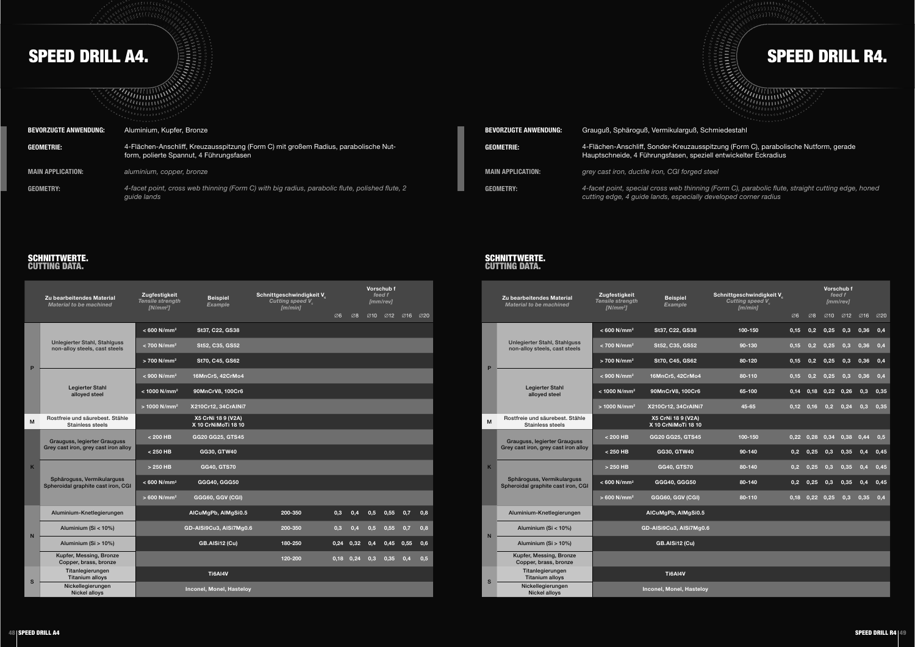# SPEED DRILL A4.

**BEVORZUGTE ANWENDUNG:** Aluminium, Kupfer, Bronze

**GEOMETRIE:** 4-Flächen-Anschliff, Kreuzausspitzung (Form C) mit großem Radius, parabolische Nutform, polierte Spannut, 4 Führungsfasen

**MAIN APPLICATION:** *aluminium, copper, bronze*

**GEOMETRY:** *4-facet point, cross web thinning (Form C) with big radius, parabolic flute, polished flute, 2 guide lands*

## SCHNITTWERTE. CUTTING DATA.

| | Zu bearbeitendes Material *Material to be machined* | Zugfestigkeit *Tensile strength [N/mm²]* | Beispiel *Example* | Schnittgeschwindigkeit $V_c$ *Cutting speed $V_c$ [m/min]* | Vorschub f *feed f [mm/rev]* | | | | | |
|---|---|---|---|---|---|---|---|---|---|---|
| | | | | | ⌀6 | ⌀8 | ⌀10 | ⌀12 | ⌀16 | ⌀20 |
| P | Unlegierter Stahl, Stahlguss non-alloy steels, cast steels | < 600 N/mm² | St37, C22, GS38 | | | | | | | |
| P | | < 700 N/mm² | St52, C35, GS52 | | | | | | | |
| P | | > 700 N/mm² | St70, C45, GS62 | | | | | | | |
| P | Legierter Stahl alloyed steel | < 900 N/mm² | 16MnCr5, 42CrMo4 | | | | | | | |
| P | | < 1000 N/mm² | 90MnCrV8, 100Cr6 | | | | | | | |
| P | | > 1000 N/mm² | X210Cr12, 34CrAlNi7 | | | | | | | |
| M | Rostfreie und säurebest. Stähle Stainless steels | | X5 CrNi 18 9 (V2A) X 10 CrNiMoTi 18 10 | | | | | | | |
| K | Grauguss, legierter Grauguss Grey cast iron, grey cast iron alloy | < 200 HB | GG20 GG25, GTS45 | | | | | | | |
| K | | < 250 HB | GG30, GTW40 | | | | | | | |
| K | Sphäroguss, Vermikularguss Spheroidal graphite cast iron, CGI | > 250 HB | GG40, GTS70 | | | | | | | |
| K | | < 600 N/mm² | GGG40, GGG50 | | | | | | | |
| K | | > 600 N/mm² | GGG60, GGV (CGI) | | | | | | | |
| N | Aluminium-Knetlegierungen | | AlCuMgPb, AlMgSi0.5 | 200-350 | 0,3 | 0,4 | 0,5 | 0,55 | 0,7 | 0,8 |
| N | Aluminium (Si < 10%) | | GD-AlSi9Cu3, AlSi7Mg0.6 | 200-350 | 0,3 | 0,4 | 0,5 | 0,55 | 0,7 | 0,8 |
| N | Aluminium (Si > 10%) | | GB.AlSi12 (Cu) | 180-250 | 0,24 | 0,32 | 0,4 | 0,45 | 0,55 | 0,6 |
| N | Kupfer, Messing, Bronze Copper, brass, bronze | | | 120-200 | 0,18 | 0,24 | 0,3 | 0,35 | 0,4 | 0,5 |
| S | Titanlegierungen Titanium alloys | | Ti6Al4V | | | | | | | |
| S | Nickellegierungen Nickel alloys | | Inconel, Monel, Hasteloy | | | | | | | |

# SPEED DRILL R4.

**BEVORZUGTE ANWENDUNG:** Grauguß, Sphäroguß, Vermikularguß, Schmiedestahl

**GEOMETRIE:** 4-Flächen-Anschliff, Sonder-Kreuzausspitzung (Form C), parabolische Nutform, gerade Hauptschneide, 4 Führungsfasen, speziell entwickelter Eckradius

**MAIN APPLICATION:** *grey cast iron, ductile iron, CGI forged steel*

**GEOMETRY:** *4-facet point, special cross web thinning (Form C), parabolic flute, straight cutting edge, honed cutting edge, 4 guide lands, especially developed corner radius*

## SCHNITTWERTE. CUTTING DATA.

| | Zu bearbeitendes Material *Material to be machined* | Zugfestigkeit *Tensile strength [N/mm²]* | Beispiel *Example* | Schnittgeschwindigkeit $V_c$ *Cutting speed $V_c$ [m/min]* | Vorschub f *feed f [mm/rev]* | | | | | |
|---|---|---|---|---|---|---|---|---|---|---|
| | | | | | ⌀6 | ⌀8 | ⌀10 | ⌀12 | ⌀16 | ⌀20 |
| P | Unlegierter Stahl, Stahlguss non-alloy steels, cast steels | < 600 N/mm² | St37, C22, GS38 | 100-150 | 0,15 | 0,2 | 0,25 | 0,3 | 0,36 | 0,4 |
| P | | < 700 N/mm² | St52, C35, GS52 | 90-130 | 0,15 | 0,2 | 0,25 | 0,3 | 0,36 | 0,4 |
| P | | > 700 N/mm² | St70, C45, GS62 | 80-120 | 0,15 | 0,2 | 0,25 | 0,3 | 0,36 | 0,4 |
| P | Legierter Stahl alloyed steel | < 900 N/mm² | 16MnCr5, 42CrMo4 | 80-110 | 0,15 | 0,2 | 0,25 | 0,3 | 0,36 | 0,4 |
| P | | < 1000 N/mm² | 90MnCrV8, 100Cr6 | 65-100 | 0,14 | 0,18 | 0,22 | 0,26 | 0,3 | 0,35 |
| P | | > 1000 N/mm² | X210Cr12, 34CrAlNi7 | 45-65 | 0,12 | 0,16 | 0,2 | 0,24 | 0,3 | 0,35 |
| M | Rostfreie und säurebest. Stähle Stainless steels | | X5 CrNi 18 9 (V2A) X 10 CrNiMoTi 18 10 | | | | | | | |
| K | Grauguss, legierter Grauguss Grey cast iron, grey cast iron alloy | < 200 HB | GG20 GG25, GTS45 | 100-150 | 0,22 | 0,28 | 0,34 | 0,38 | 0,44 | 0,5 |
| K | | < 250 HB | GG30, GTW40 | 90-140 | 0,2 | 0,25 | 0,3 | 0,35 | 0,4 | 0,45 |
| K | Sphäroguss, Vermikularguss Spheroidal graphite cast iron, CGI | > 250 HB | GG40, GTS70 | 80-140 | 0,2 | 0,25 | 0,3 | 0,35 | 0,4 | 0,45 |
| K | | < 600 N/mm² | GGG40, GGG50 | 80-140 | 0,2 | 0,25 | 0,3 | 0,35 | 0,4 | 0,45 |
| K | | > 600 N/mm² | GGG60, GGV (CGI) | 80-110 | 0,18 | 0,22 | 0,25 | 0,3 | 0,35 | 0,4 |
| N | Aluminium-Knetlegierungen | | AlCuMgPb, AlMgSi0.5 | | | | | | | |
| N | Aluminium (Si < 10%) | | GD-AlSi9Cu3, AlSi7Mg0.6 | | | | | | | |
| N | Aluminium (Si > 10%) | | GB.AlSi12 (Cu) | | | | | | | |
| N | Kupfer, Messing, Bronze Copper, brass, bronze | | | | | | | | | |
| S | Titanlegierungen Titanium alloys | | Ti6Al4V | | | | | | | |
| S | Nickellegierungen Nickel alloys | | Inconel, Monel, Hasteloy | | | | | | | |